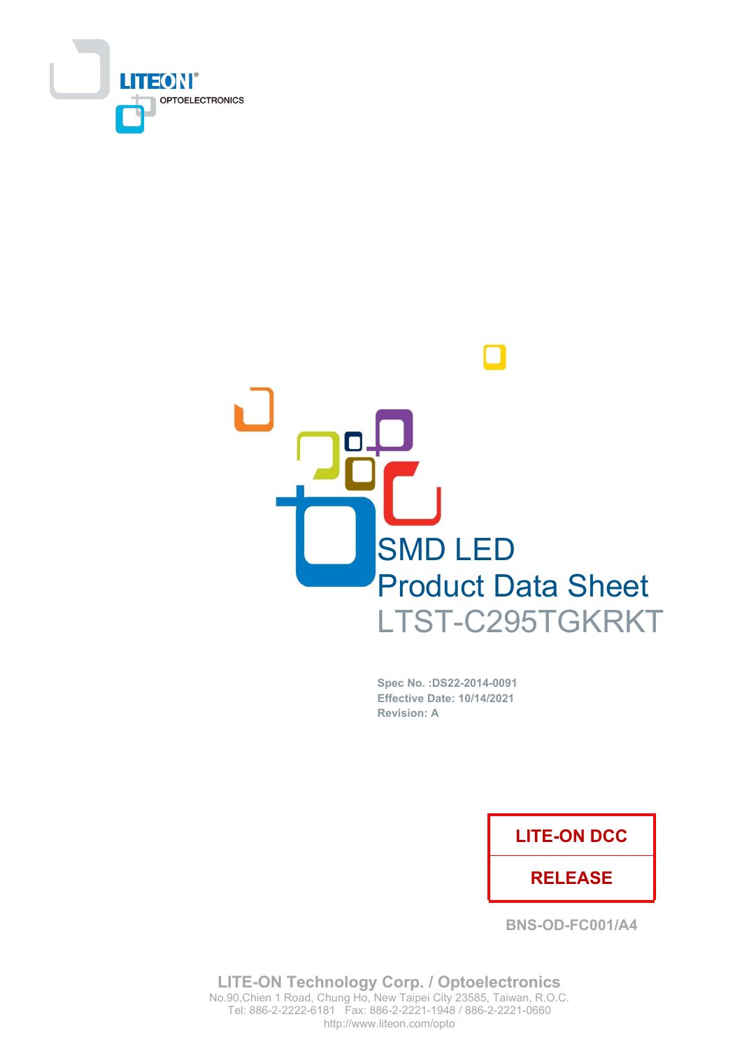LITEON® OPTOELECTRONICS

# SMD LED
# Product Data Sheet
# LTST-C295TGKRKT

**Spec No. :DS22-2014-0091**
**Effective Date: 10/14/2021**
**Revision: A**

**LITE-ON DCC**

**RELEASE**

**BNS-OD-FC001/A4**

**LITE-ON Technology Corp. / Optoelectronics**
No.90,Chien 1 Road, Chung Ho, New Taipei City 23585, Taiwan, R.O.C.
Tel: 886-2-2222-6181 Fax: 886-2-2221-1948 / 886-2-2221-0660
http://www.liteon.com/opto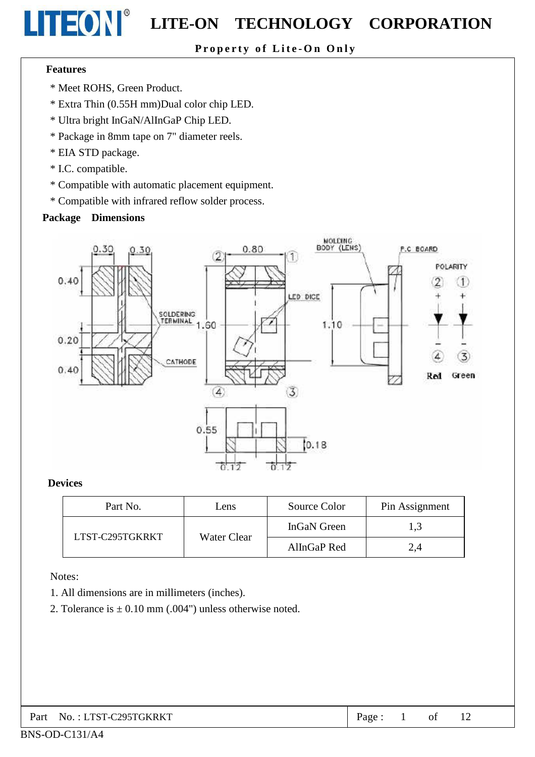### Features

* Meet ROHS, Green Product.
* Extra Thin (0.55H mm)Dual color chip LED.
* Ultra bright InGaN/AlInGaP Chip LED.
* Package in 8mm tape on 7" diameter reels.
* EIA STD package.
* I.C. compatible.
* Compatible with automatic placement equipment.
* Compatible with infrared reflow solder process.

### Package Dimensions

0.30 0.30
0.40
0.20
0.40
SOLDERING TERMINAL
CATHODE
0.80
1.60
LED DICE
MOLDING BODY (LENS)
P.C BOARD
1.10
POLARITY
Red Green
0.55
0.18
0.12 0.12

### Devices

| Part No. | Lens | Source Color | Pin Assignment |
|---|---|---|---|
| LTST-C295TGKRKT | Water Clear | InGaN Green | 1,3 |
| | | AlInGaP Red | 2,4 |

Notes:

1. All dimensions are in millimeters (inches).
2. Tolerance is ± 0.10 mm (.004") unless otherwise noted.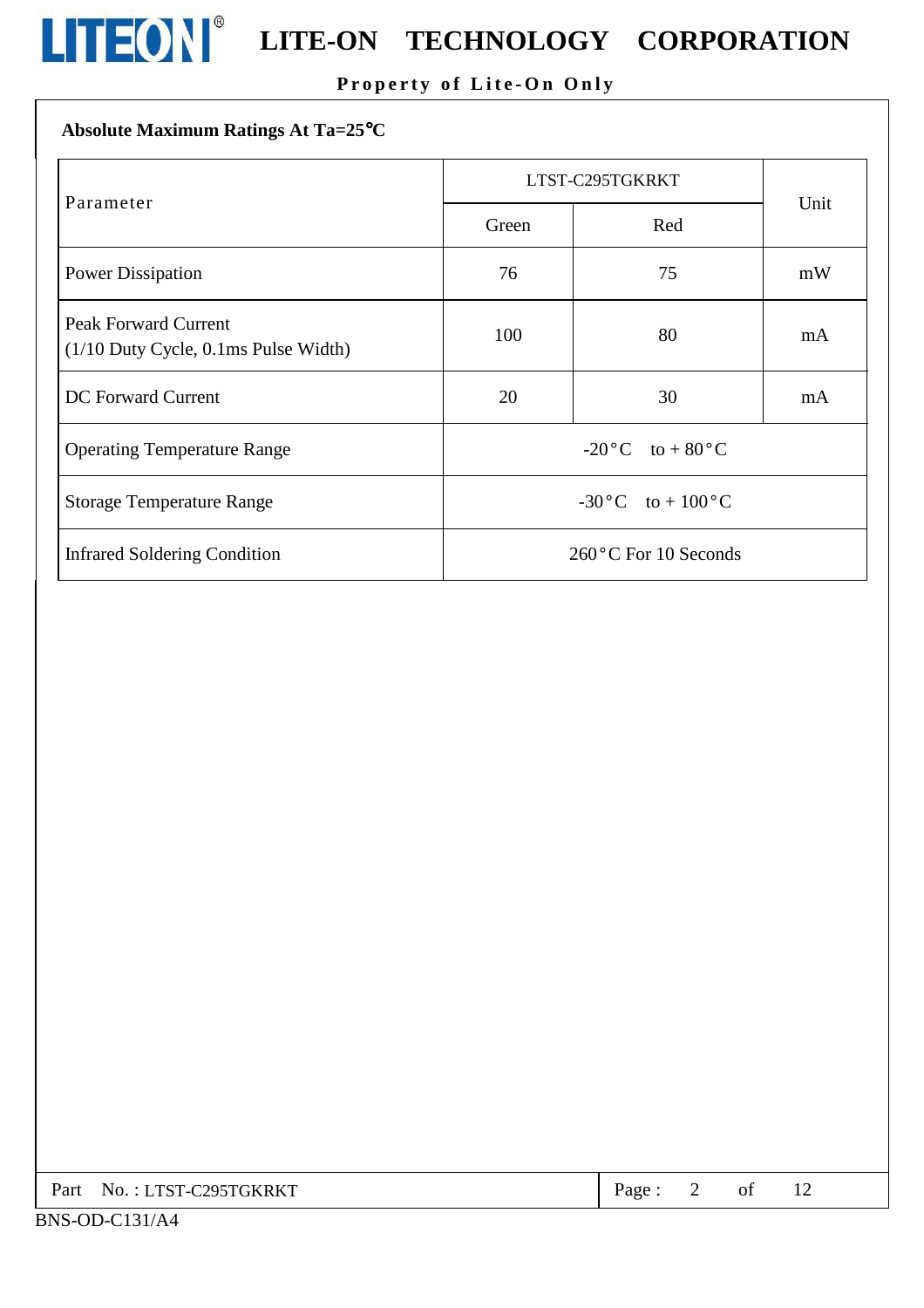**Absolute Maximum Ratings At Ta=25℃**

| Parameter | LTST-C295TGKRKT | | Unit |
|---|---|---|---|
| | Green | Red | |
| Power Dissipation | 76 | 75 | mW |
| Peak Forward Current (1/10 Duty Cycle, 0.1ms Pulse Width) | 100 | 80 | mA |
| DC Forward Current | 20 | 30 | mA |
| Operating Temperature Range | -20°C to + 80°C | | |
| Storage Temperature Range | -30°C to + 100°C | | |
| Infrared Soldering Condition | 260°C For 10 Seconds | | |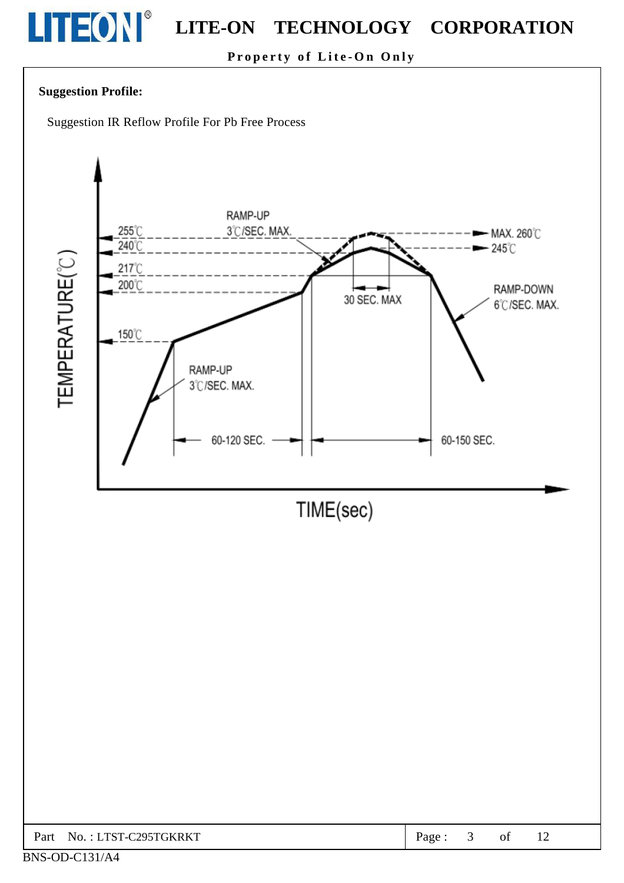**Suggestion Profile:**

Suggestion IR Reflow Profile For Pb Free Process

RAMP-UP
3℃/SEC. MAX.

255℃
240℃
217℃
200℃
150℃

MAX. 260℃
245℃

30 SEC. MAX

RAMP-DOWN
6℃/SEC. MAX.

RAMP-UP
3℃/SEC. MAX.

60-120 SEC.

60-150 SEC.

TEMPERATURE(℃)

TIME(sec)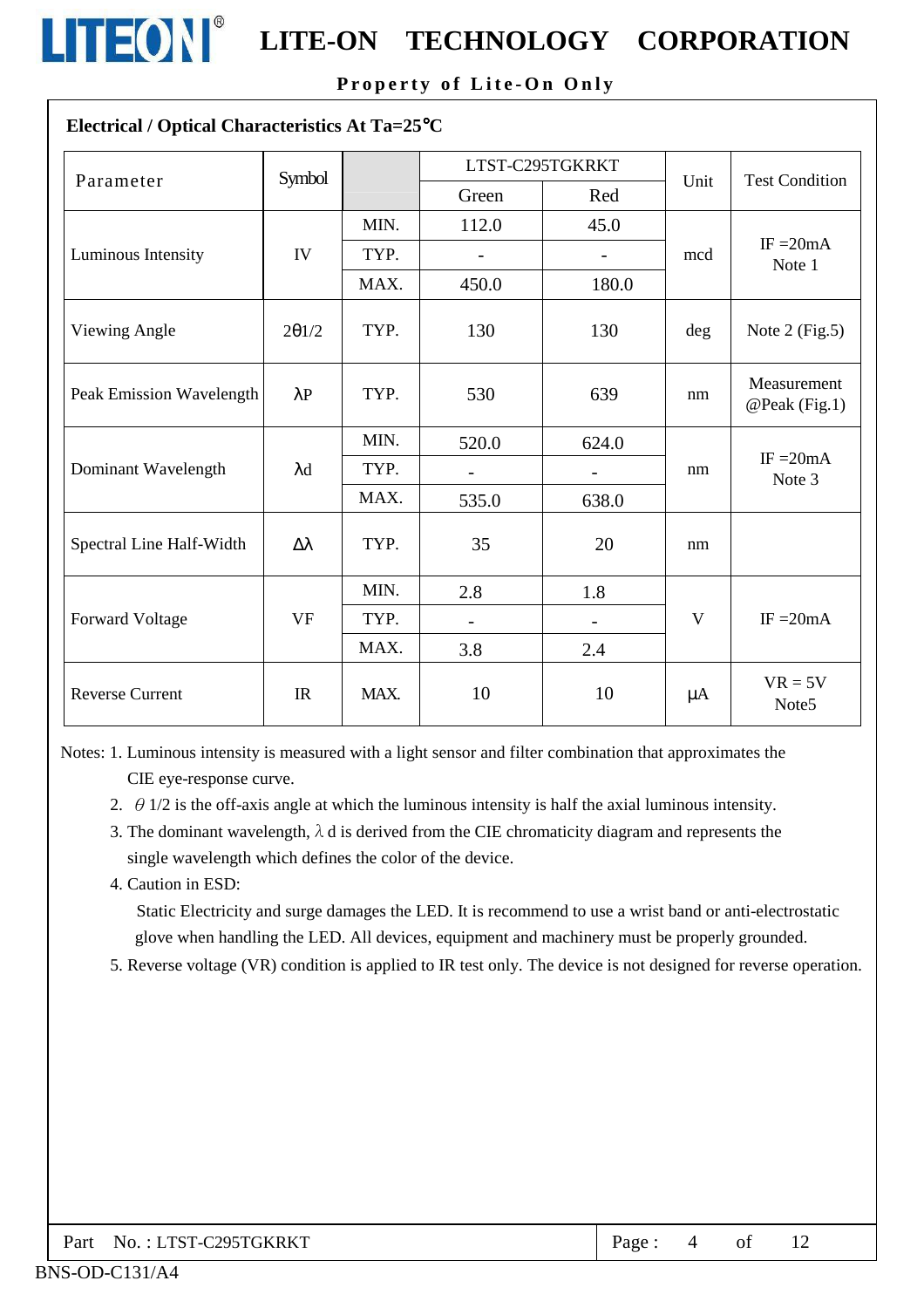## Electrical / Optical Characteristics At Ta=25°C

| Parameter | Symbol | | LTST-C295TGKRKT | | Unit | Test Condition |
|---|---|---|---|---|---|---|
| | | | Green | Red | | |
| Luminous Intensity | IV | MIN. | 112.0 | 45.0 | mcd | IF =20mA Note 1 |
| | | TYP. | - | - | | |
| | | MAX. | 450.0 | 180.0 | | |
| Viewing Angle | $2\theta 1/2$ | TYP. | 130 | 130 | deg | Note 2 (Fig.5) |
| Peak Emission Wavelength | $\lambda P$ | TYP. | 530 | 639 | nm | Measurement @Peak (Fig.1) |
| Dominant Wavelength | $\lambda d$ | MIN. | 520.0 | 624.0 | nm | IF =20mA Note 3 |
| | | TYP. | - | - | | |
| | | MAX. | 535.0 | 638.0 | | |
| Spectral Line Half-Width | $\Delta\lambda$ | TYP. | 35 | 20 | nm | |
| Forward Voltage | VF | MIN. | 2.8 | 1.8 | V | IF =20mA |
| | | TYP. | - | - | | |
| | | MAX. | 3.8 | 2.4 | | |
| Reverse Current | IR | MAX. | 10 | 10 | μA | VR = 5V Note5 |

Notes: 1. Luminous intensity is measured with a light sensor and filter combination that approximates the CIE eye-response curve.

2. $\theta$ 1/2 is the off-axis angle at which the luminous intensity is half the axial luminous intensity.

3. The dominant wavelength, $\lambda$ d is derived from the CIE chromaticity diagram and represents the single wavelength which defines the color of the device.

4. Caution in ESD:

   Static Electricity and surge damages the LED. It is recommend to use a wrist band or anti-electrostatic glove when handling the LED. All devices, equipment and machinery must be properly grounded.

5. Reverse voltage (VR) condition is applied to IR test only. The device is not designed for reverse operation.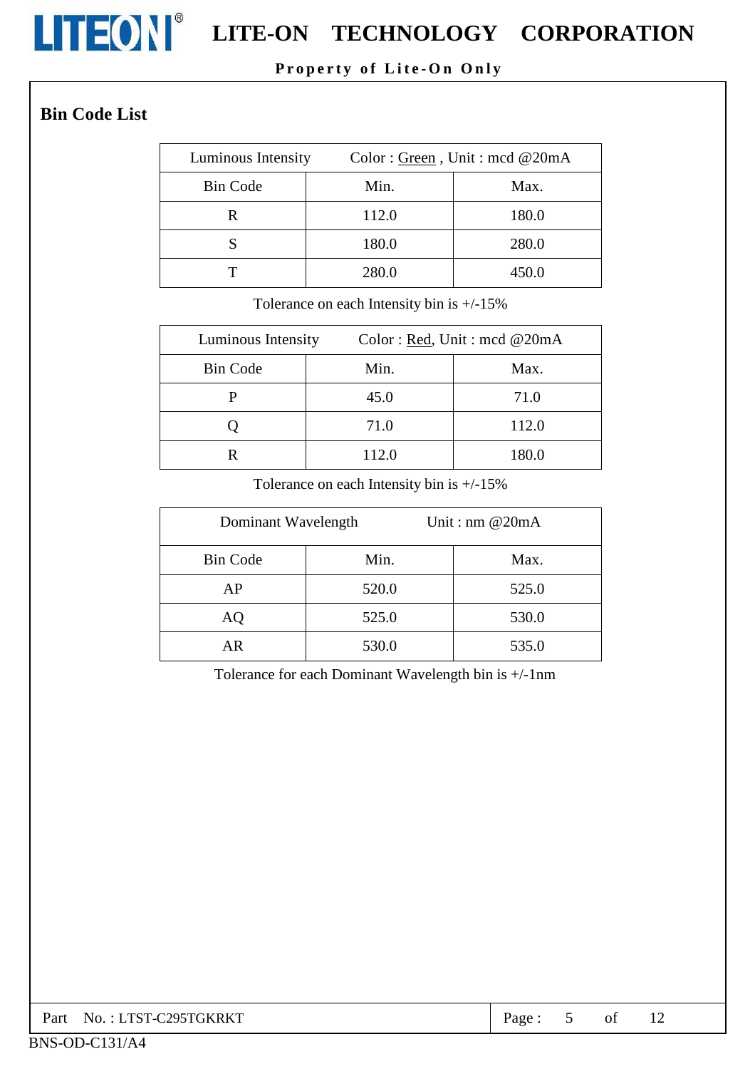## Bin Code List

| Luminous Intensity | Color : Green , Unit : mcd @20mA | |
|---|---|---|
| Bin Code | Min. | Max. |
| R | 112.0 | 180.0 |
| S | 180.0 | 280.0 |
| T | 280.0 | 450.0 |

Tolerance on each Intensity bin is +/-15%

| Luminous Intensity | Color : Red, Unit : mcd @20mA | |
|---|---|---|
| Bin Code | Min. | Max. |
| P | 45.0 | 71.0 |
| Q | 71.0 | 112.0 |
| R | 112.0 | 180.0 |

Tolerance on each Intensity bin is +/-15%

| Dominant Wavelength | Unit : nm @20mA | |
|---|---|---|
| Bin Code | Min. | Max. |
| AP | 520.0 | 525.0 |
| AQ | 525.0 | 530.0 |
| AR | 530.0 | 535.0 |

Tolerance for each Dominant Wavelength bin is +/-1nm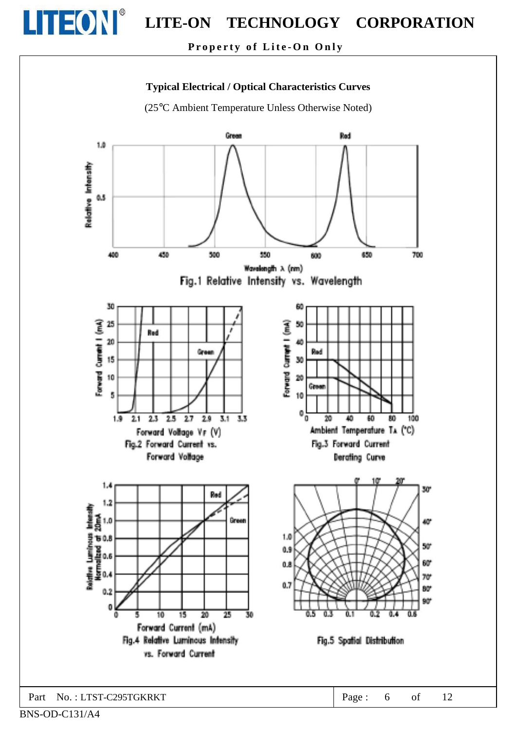### Typical Electrical / Optical Characteristics Curves

(25°C Ambient Temperature Unless Otherwise Noted)

Fig.1 Relative Intensity vs. Wavelength

Fig.2 Forward Current vs. Forward Voltage

Fig.3 Forward Current Derating Curve

Fig.4 Relative Luminous Intensity vs. Forward Current

Fig.5 Spatial Distribution

Part No. : LTST-C295TGKRKT

BNS-OD-C131/A4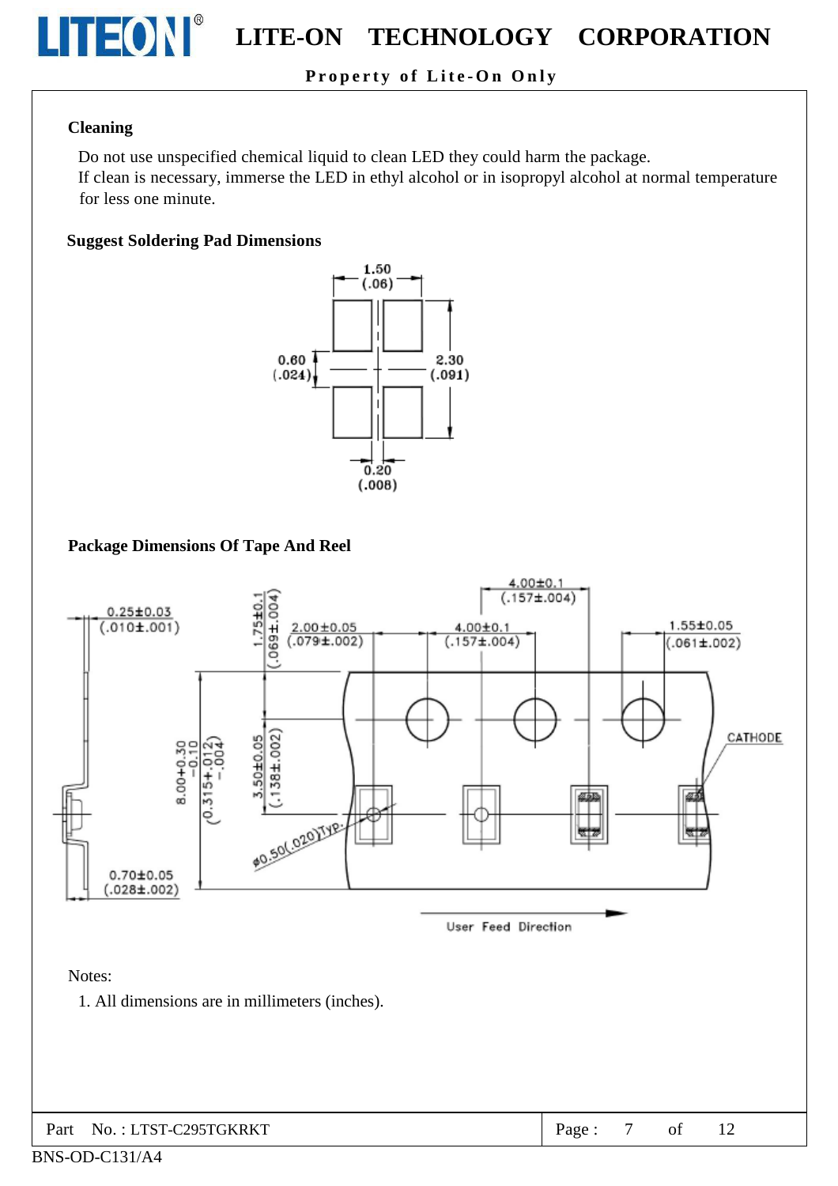**Cleaning**

Do not use unspecified chemical liquid to clean LED they could harm the package.
If clean is necessary, immerse the LED in ethyl alcohol or in isopropyl alcohol at normal temperature for less one minute.

**Suggest Soldering Pad Dimensions**

1.50 (.06)
0.60 (.024)
2.30 (.091)
0.20 (.008)

**Package Dimensions Of Tape And Reel**

0.25±0.03 (.010±.001)
1.75±0.1 (.069±.004)
2.00±0.05 (.079±.002)
4.00±0.1 (.157±.004)
4.00±0.1 (.157±.004)
1.55±0.05 (.061±.002)
8.00+0.30 −0.10 (0.315+.012 −.004)
3.50±0.05 (.138±.002)
CATHODE
ø0.50(.020)Typ.
0.70±0.05 (.028±.002)
User Feed Direction

Notes:

1. All dimensions are in millimeters (inches).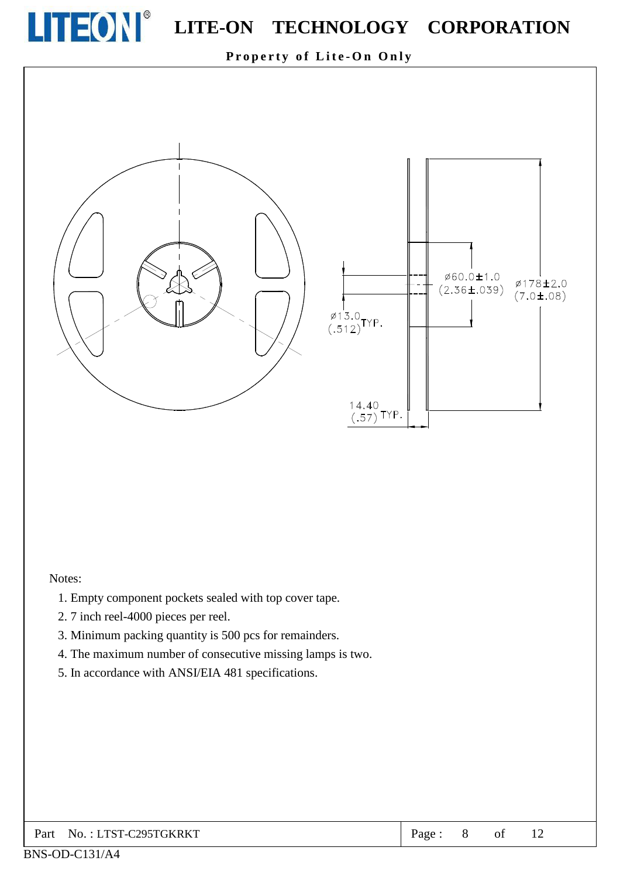ø13.0 (.512) TYP.

ø60.0±1.0 (2.36±.039)

ø178±2.0 (7.0±.08)

14.40 (.57) TYP.

Notes:

1. Empty component pockets sealed with top cover tape.
2. 7 inch reel-4000 pieces per reel.
3. Minimum packing quantity is 500 pcs for remainders.
4. The maximum number of consecutive missing lamps is two.
5. In accordance with ANSI/EIA 481 specifications.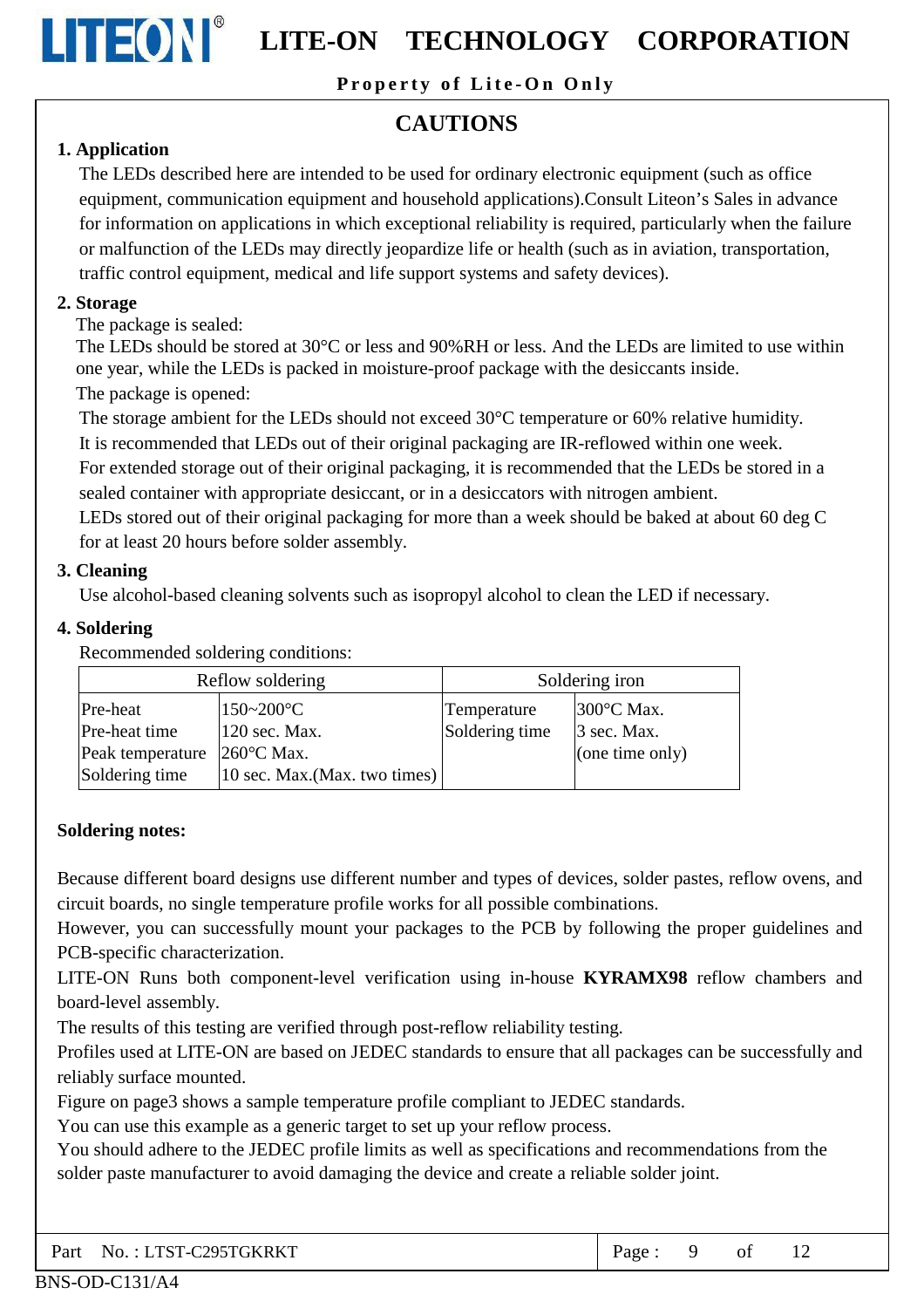# CAUTIONS

## 1. Application

The LEDs described here are intended to be used for ordinary electronic equipment (such as office equipment, communication equipment and household applications).Consult Liteon's Sales in advance for information on applications in which exceptional reliability is required, particularly when the failure or malfunction of the LEDs may directly jeopardize life or health (such as in aviation, transportation, traffic control equipment, medical and life support systems and safety devices).

## 2. Storage

The package is sealed:

The LEDs should be stored at 30°C or less and 90%RH or less. And the LEDs are limited to use within one year, while the LEDs is packed in moisture-proof package with the desiccants inside.

The package is opened:

The storage ambient for the LEDs should not exceed 30°C temperature or 60% relative humidity.

It is recommended that LEDs out of their original packaging are IR-reflowed within one week.

For extended storage out of their original packaging, it is recommended that the LEDs be stored in a sealed container with appropriate desiccant, or in a desiccators with nitrogen ambient.

LEDs stored out of their original packaging for more than a week should be baked at about 60 deg C for at least 20 hours before solder assembly.

## 3. Cleaning

Use alcohol-based cleaning solvents such as isopropyl alcohol to clean the LED if necessary.

## 4. Soldering

Recommended soldering conditions:

| Reflow soldering | | Soldering iron | |
|---|---|---|---|
| Pre-heat | 150~200°C | Temperature | 300°C Max. |
| Pre-heat time | 120 sec. Max. | Soldering time | 3 sec. Max. |
| Peak temperature | 260°C Max. | | (one time only) |
| Soldering time | 10 sec. Max.(Max. two times) | | |

**Soldering notes:**

Because different board designs use different number and types of devices, solder pastes, reflow ovens, and circuit boards, no single temperature profile works for all possible combinations.

However, you can successfully mount your packages to the PCB by following the proper guidelines and PCB-specific characterization.

LITE-ON Runs both component-level verification using in-house **KYRAMX98** reflow chambers and board-level assembly.

The results of this testing are verified through post-reflow reliability testing.

Profiles used at LITE-ON are based on JEDEC standards to ensure that all packages can be successfully and reliably surface mounted.

Figure on page3 shows a sample temperature profile compliant to JEDEC standards.

You can use this example as a generic target to set up your reflow process.

You should adhere to the JEDEC profile limits as well as specifications and recommendations from the solder paste manufacturer to avoid damaging the device and create a reliable solder joint.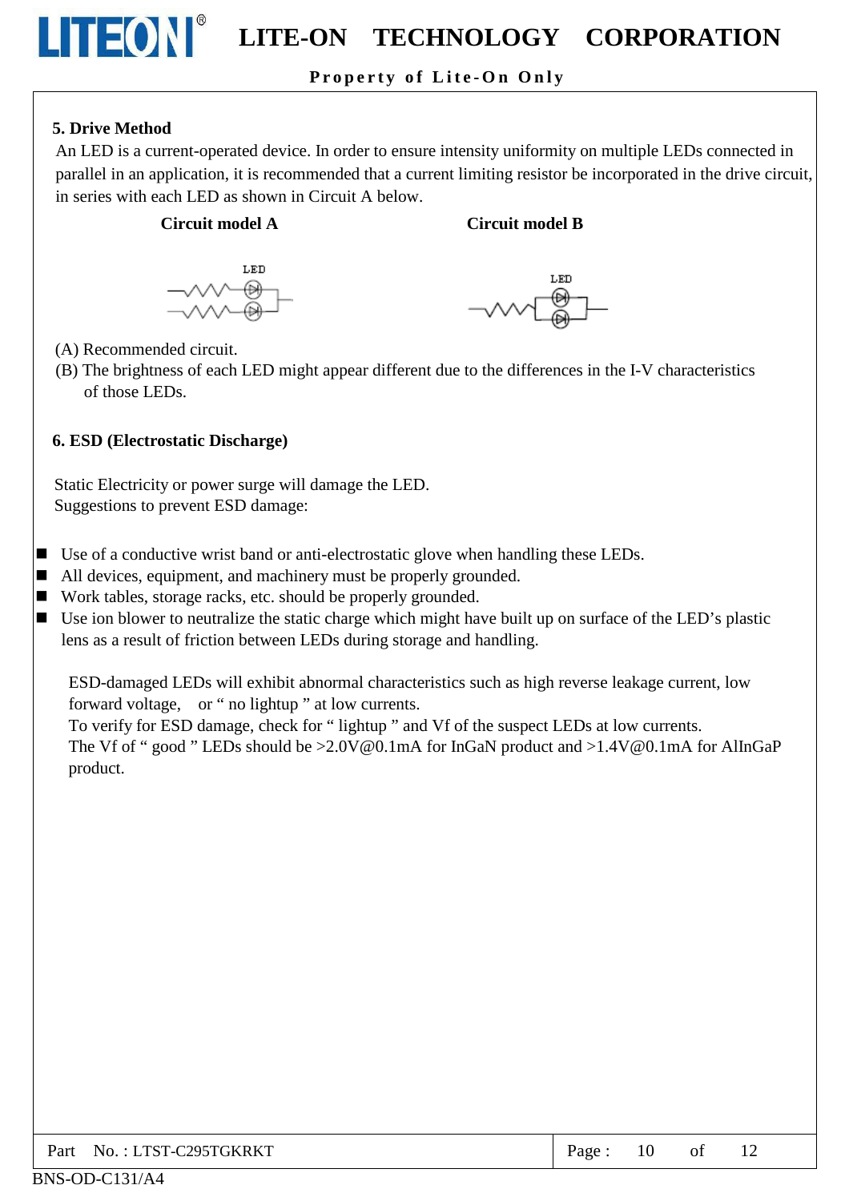## 5. Drive Method

An LED is a current-operated device. In order to ensure intensity uniformity on multiple LEDs connected in parallel in an application, it is recommended that a current limiting resistor be incorporated in the drive circuit, in series with each LED as shown in Circuit A below.

**Circuit model A**

LED

**Circuit model B**

LED

(A) Recommended circuit.

(B) The brightness of each LED might appear different due to the differences in the I-V characteristics of those LEDs.

## 6. ESD (Electrostatic Discharge)

Static Electricity or power surge will damage the LED.
Suggestions to prevent ESD damage:

- Use of a conductive wrist band or anti-electrostatic glove when handling these LEDs.
- All devices, equipment, and machinery must be properly grounded.
- Work tables, storage racks, etc. should be properly grounded.
- Use ion blower to neutralize the static charge which might have built up on surface of the LED's plastic lens as a result of friction between LEDs during storage and handling.

ESD-damaged LEDs will exhibit abnormal characteristics such as high reverse leakage current, low forward voltage, or " no lightup " at low currents.
To verify for ESD damage, check for " lightup " and Vf of the suspect LEDs at low currents.
The Vf of " good " LEDs should be >2.0V@0.1mA for InGaN product and >1.4V@0.1mA for AlInGaP product.

Part No. : LTST-C295TGKRKT

BNS-OD-C131/A4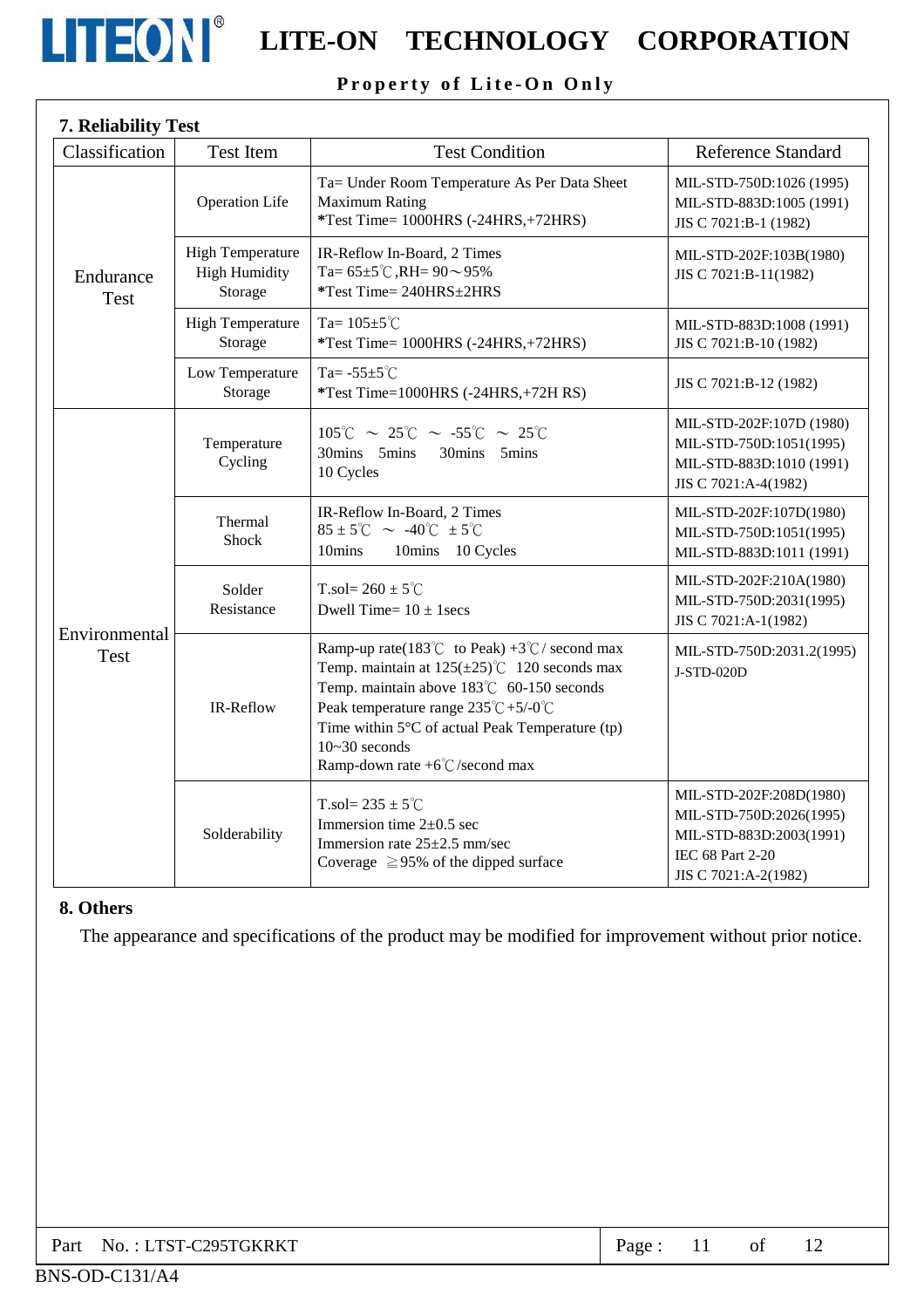## 7. Reliability Test

| Classification | Test Item | Test Condition | Reference Standard |
|---|---|---|---|
| Endurance Test | Operation Life | Ta= Under Room Temperature As Per Data Sheet Maximum Rating<br>*Test Time= 1000HRS (-24HRS,+72HRS) | MIL-STD-750D:1026 (1995)<br>MIL-STD-883D:1005 (1991)<br>JIS C 7021:B-1 (1982) |
| | High Temperature High Humidity Storage | IR-Reflow In-Board, 2 Times<br>Ta= 65±5℃,RH= 90～95%<br>*Test Time= 240HRS±2HRS | MIL-STD-202F:103B(1980)<br>JIS C 7021:B-11(1982) |
| | High Temperature Storage | Ta= 105±5℃<br>*Test Time= 1000HRS (-24HRS,+72HRS) | MIL-STD-883D:1008 (1991)<br>JIS C 7021:B-10 (1982) |
| | Low Temperature Storage | Ta= -55±5℃<br>*Test Time=1000HRS (-24HRS,+72H RS) | JIS C 7021:B-12 (1982) |
| Environmental Test | Temperature Cycling | 105℃ ～ 25℃ ～ -55℃ ～ 25℃<br>30mins 5mins 30mins 5mins<br>10 Cycles | MIL-STD-202F:107D (1980)<br>MIL-STD-750D:1051(1995)<br>MIL-STD-883D:1010 (1991)<br>JIS C 7021:A-4(1982) |
| | Thermal Shock | IR-Reflow In-Board, 2 Times<br>85 ± 5℃ ～ -40℃ ± 5℃<br>10mins 10mins 10 Cycles | MIL-STD-202F:107D(1980)<br>MIL-STD-750D:1051(1995)<br>MIL-STD-883D:1011 (1991) |
| | Solder Resistance | T.sol= 260 ± 5℃<br>Dwell Time= 10 ± 1secs | MIL-STD-202F:210A(1980)<br>MIL-STD-750D:2031(1995)<br>JIS C 7021:A-1(1982) |
| | IR-Reflow | Ramp-up rate(183℃ to Peak) +3℃/ second max<br>Temp. maintain at 125(±25)℃ 120 seconds max<br>Temp. maintain above 183℃ 60-150 seconds<br>Peak temperature range 235℃+5/-0℃<br>Time within 5°C of actual Peak Temperature (tp) 10~30 seconds<br>Ramp-down rate +6℃/second max | MIL-STD-750D:2031.2(1995)<br>J-STD-020D |
| | Solderability | T.sol= 235 ± 5℃<br>Immersion time 2±0.5 sec<br>Immersion rate 25±2.5 mm/sec<br>Coverage ≧95% of the dipped surface | MIL-STD-202F:208D(1980)<br>MIL-STD-750D:2026(1995)<br>MIL-STD-883D:2003(1991)<br>IEC 68 Part 2-20<br>JIS C 7021:A-2(1982) |

## 8. Others

The appearance and specifications of the product may be modified for improvement without prior notice.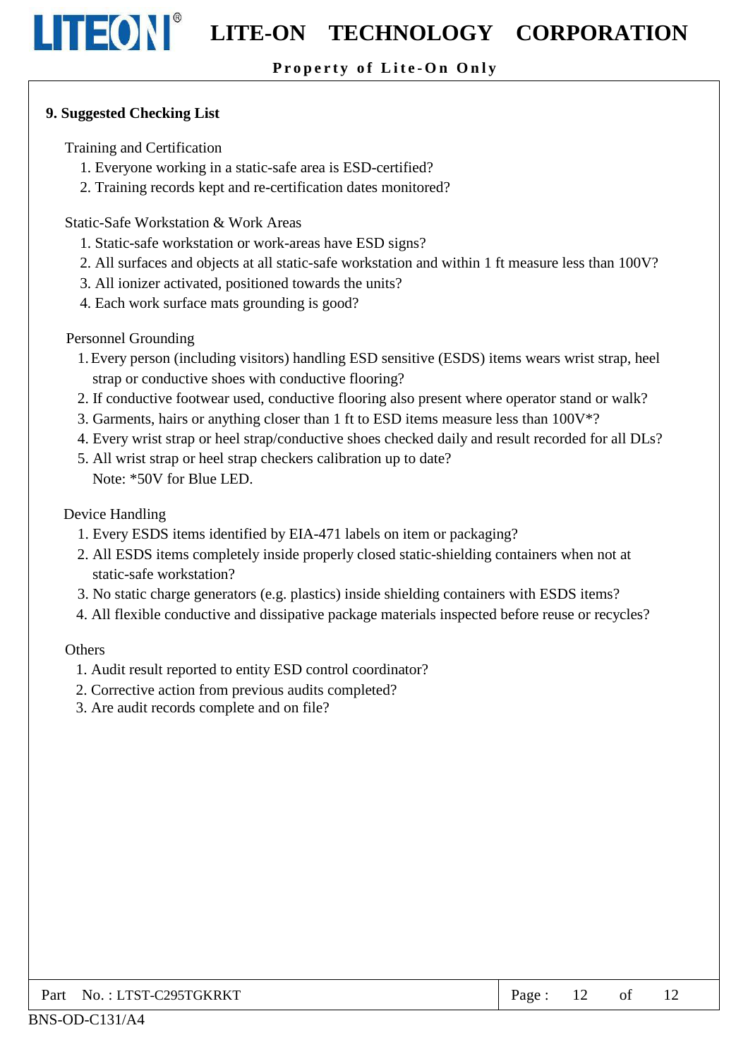## 9. Suggested Checking List

Training and Certification

1. Everyone working in a static-safe area is ESD-certified?
2. Training records kept and re-certification dates monitored?

Static-Safe Workstation & Work Areas

1. Static-safe workstation or work-areas have ESD signs?
2. All surfaces and objects at all static-safe workstation and within 1 ft measure less than 100V?
3. All ionizer activated, positioned towards the units?
4. Each work surface mats grounding is good?

Personnel Grounding

1. Every person (including visitors) handling ESD sensitive (ESDS) items wears wrist strap, heel strap or conductive shoes with conductive flooring?
2. If conductive footwear used, conductive flooring also present where operator stand or walk?
3. Garments, hairs or anything closer than 1 ft to ESD items measure less than 100V*?
4. Every wrist strap or heel strap/conductive shoes checked daily and result recorded for all DLs?
5. All wrist strap or heel strap checkers calibration up to date?

Note: *50V for Blue LED.

Device Handling

1. Every ESDS items identified by EIA-471 labels on item or packaging?
2. All ESDS items completely inside properly closed static-shielding containers when not at static-safe workstation?
3. No static charge generators (e.g. plastics) inside shielding containers with ESDS items?
4. All flexible conductive and dissipative package materials inspected before reuse or recycles?

Others

1. Audit result reported to entity ESD control coordinator?
2. Corrective action from previous audits completed?
3. Are audit records complete and on file?